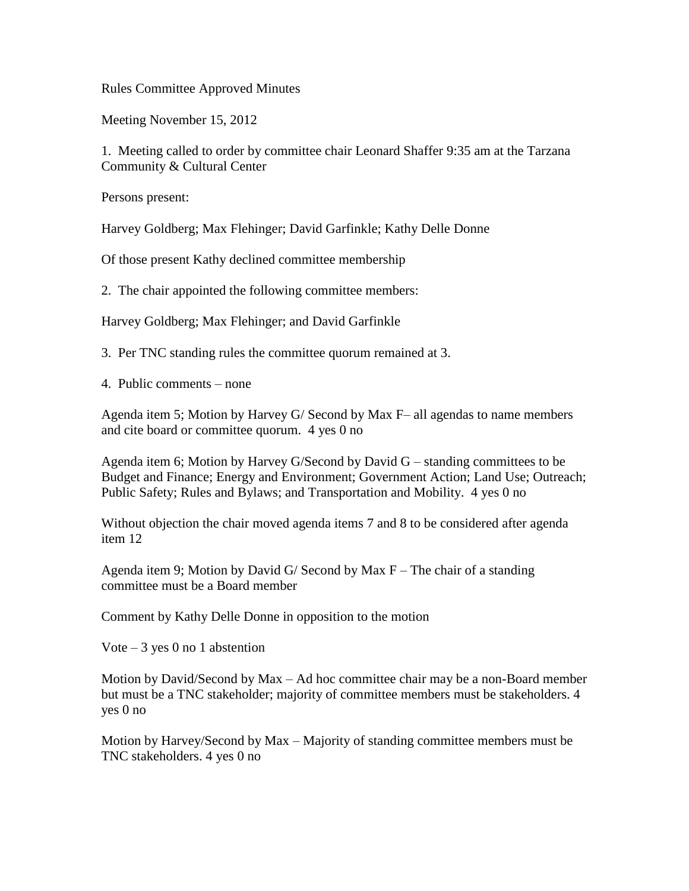Rules Committee Approved Minutes

Meeting November 15, 2012

1. Meeting called to order by committee chair Leonard Shaffer 9:35 am at the Tarzana Community & Cultural Center

Persons present:

Harvey Goldberg; Max Flehinger; David Garfinkle; Kathy Delle Donne

Of those present Kathy declined committee membership

2. The chair appointed the following committee members:

Harvey Goldberg; Max Flehinger; and David Garfinkle

3. Per TNC standing rules the committee quorum remained at 3.

4. Public comments – none

Agenda item 5; Motion by Harvey G/ Second by Max F– all agendas to name members and cite board or committee quorum. 4 yes 0 no

Agenda item 6; Motion by Harvey G/Second by David G – standing committees to be Budget and Finance; Energy and Environment; Government Action; Land Use; Outreach; Public Safety; Rules and Bylaws; and Transportation and Mobility. 4 yes 0 no

Without objection the chair moved agenda items 7 and 8 to be considered after agenda item 12

Agenda item 9; Motion by David G/ Second by Max F – The chair of a standing committee must be a Board member

Comment by Kathy Delle Donne in opposition to the motion

Vote – 3 yes 0 no 1 abstention

Motion by David/Second by Max – Ad hoc committee chair may be a non-Board member but must be a TNC stakeholder; majority of committee members must be stakeholders. 4 yes 0 no

Motion by Harvey/Second by Max – Majority of standing committee members must be TNC stakeholders. 4 yes 0 no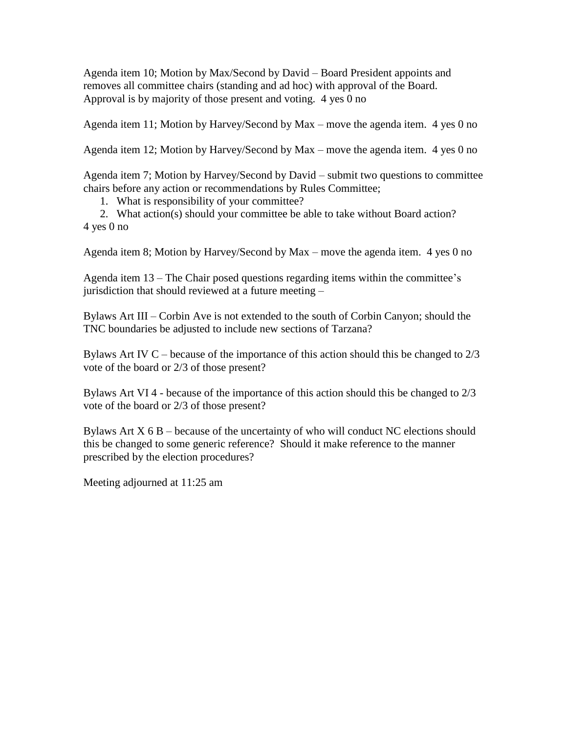Agenda item 10; Motion by Max/Second by David – Board President appoints and removes all committee chairs (standing and ad hoc) with approval of the Board. Approval is by majority of those present and voting. 4 yes 0 no

Agenda item 11; Motion by Harvey/Second by Max – move the agenda item. 4 yes 0 no

Agenda item 12; Motion by Harvey/Second by Max – move the agenda item. 4 yes 0 no

Agenda item 7; Motion by Harvey/Second by David – submit two questions to committee chairs before any action or recommendations by Rules Committee;

1. What is responsibility of your committee?
2. What action(s) should your committee be able to take without Board action?

4 yes 0 no

Agenda item 8; Motion by Harvey/Second by Max – move the agenda item. 4 yes 0 no

Agenda item 13 – The Chair posed questions regarding items within the committee's jurisdiction that should reviewed at a future meeting –

Bylaws Art III – Corbin Ave is not extended to the south of Corbin Canyon; should the TNC boundaries be adjusted to include new sections of Tarzana?

Bylaws Art IV C – because of the importance of this action should this be changed to 2/3 vote of the board or 2/3 of those present?

Bylaws Art VI 4 - because of the importance of this action should this be changed to 2/3 vote of the board or 2/3 of those present?

Bylaws Art X 6 B – because of the uncertainty of who will conduct NC elections should this be changed to some generic reference? Should it make reference to the manner prescribed by the election procedures?

Meeting adjourned at 11:25 am